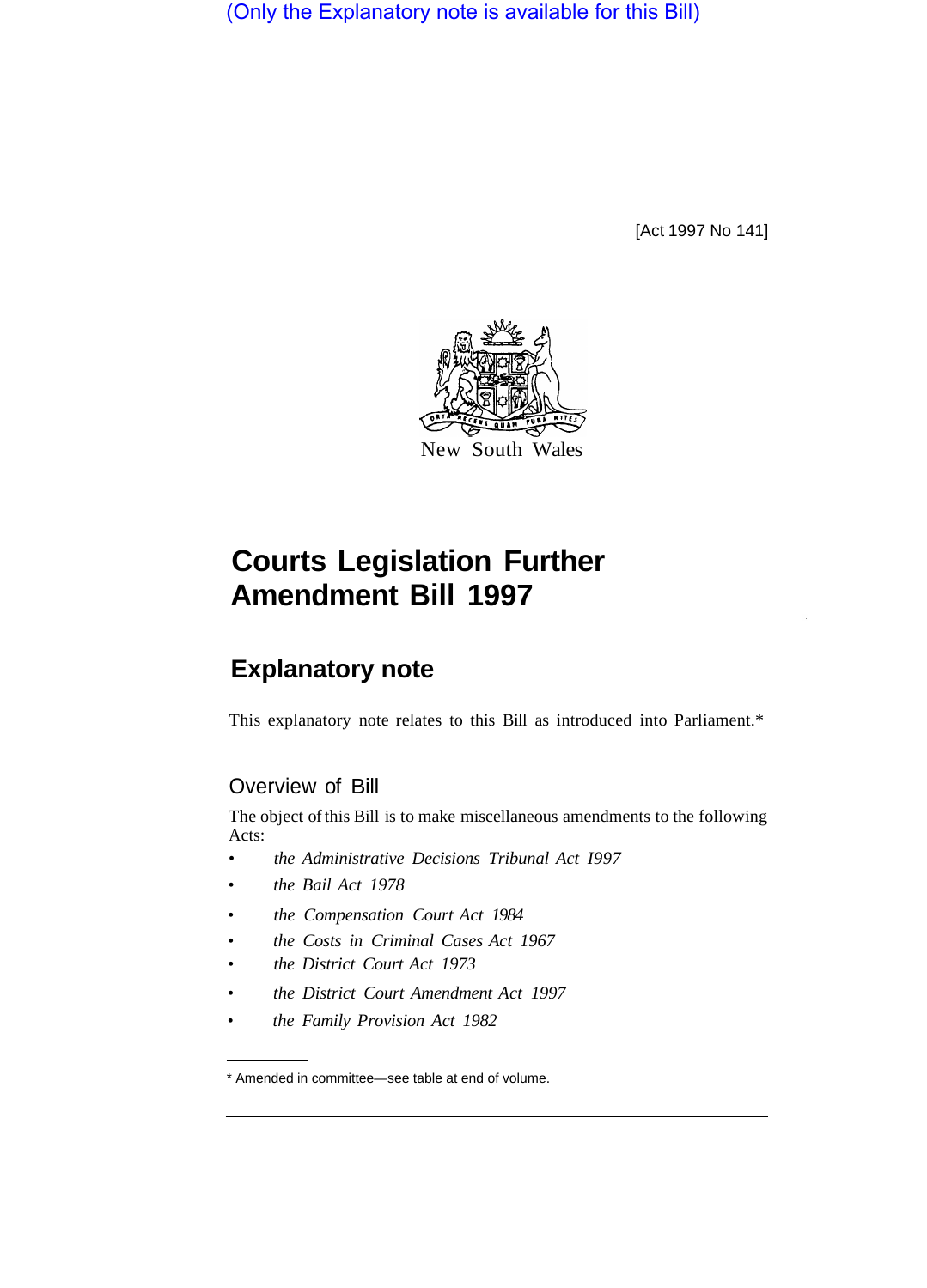(Only the Explanatory note is available for this Bill)

[Act 1997 No 141]

New South Wales

# Courts Legislation Further Amendment Bill 1997

## Explanatory note

This explanatory note relates to this Bill as introduced into Parliament.*

### Overview of Bill

The object of this Bill is to make miscellaneous amendments to the following Acts:

- *the Administrative Decisions Tribunal Act 1997*
- *the Bail Act 1978*
- *the Compensation Court Act 1984*
- *the Costs in Criminal Cases Act 1967*
- *the District Court Act 1973*
- *the District Court Amendment Act 1997*
- *the Family Provision Act 1982*

* Amended in committee—see table at end of volume.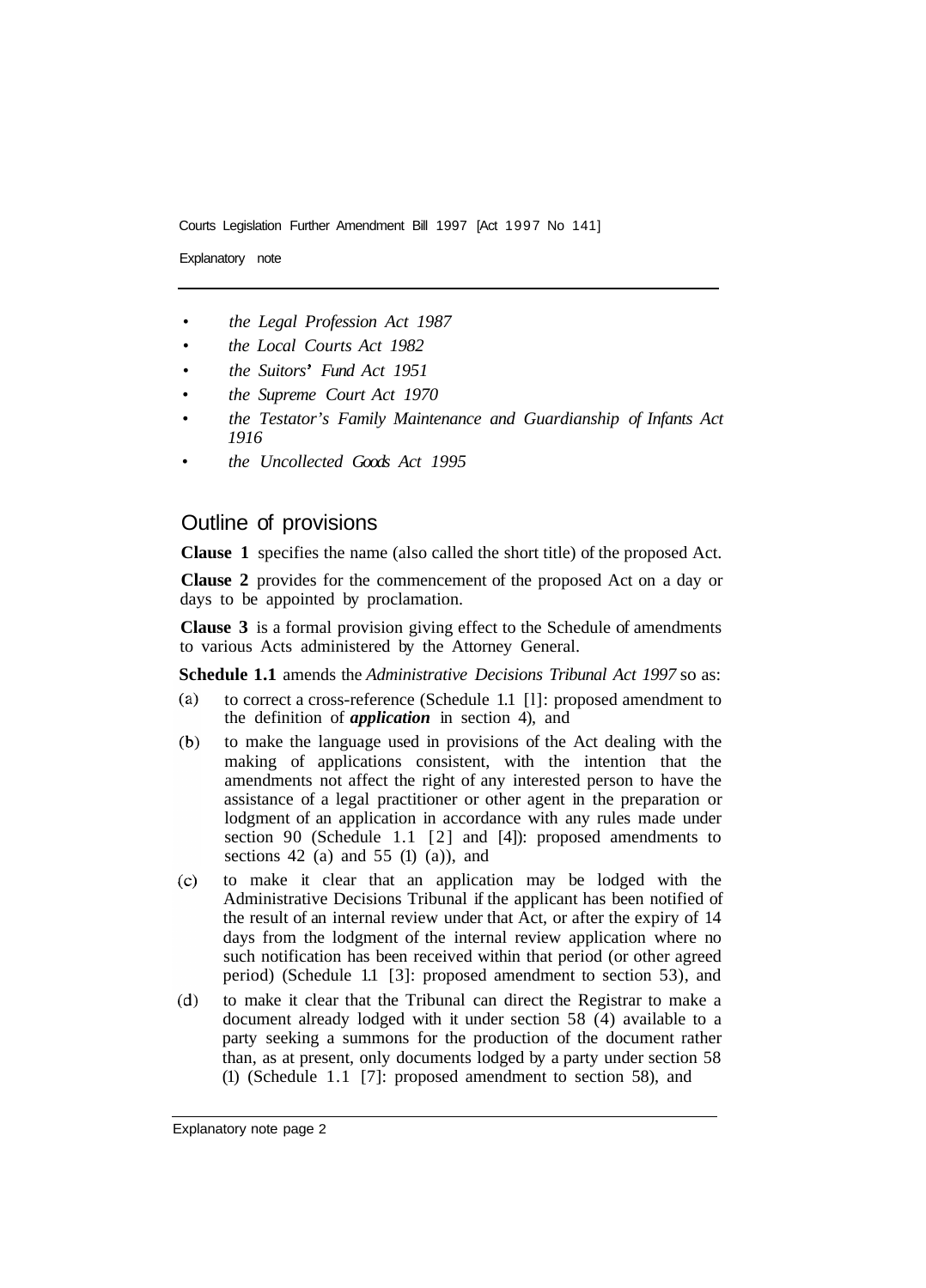- *the Legal Profession Act 1987*
- *the Local Courts Act 1982*
- *the Suitors' Fund Act 1951*
- *the Supreme Court Act 1970*
- *the Testator's Family Maintenance and Guardianship of Infants Act 1916*
- *the Uncollected Goods Act 1995*

## Outline of provisions

**Clause 1** specifies the name (also called the short title) of the proposed Act.

**Clause 2** provides for the commencement of the proposed Act on a day or days to be appointed by proclamation.

**Clause 3** is a formal provision giving effect to the Schedule of amendments to various Acts administered by the Attorney General.

**Schedule 1.1** amends the *Administrative Decisions Tribunal Act 1997* so as:

(a) to correct a cross-reference (Schedule 1.1 [1]: proposed amendment to the definition of ***application*** in section 4), and

(b) to make the language used in provisions of the Act dealing with the making of applications consistent, with the intention that the amendments not affect the right of any interested person to have the assistance of a legal practitioner or other agent in the preparation or lodgment of an application in accordance with any rules made under section 90 (Schedule 1.1 [2] and [4]): proposed amendments to sections 42 (a) and 55 (1) (a)), and

(c) to make it clear that an application may be lodged with the Administrative Decisions Tribunal if the applicant has been notified of the result of an internal review under that Act, or after the expiry of 14 days from the lodgment of the internal review application where no such notification has been received within that period (or other agreed period) (Schedule 1.1 [3]: proposed amendment to section 53), and

(d) to make it clear that the Tribunal can direct the Registrar to make a document already lodged with it under section 58 (4) available to a party seeking a summons for the production of the document rather than, as at present, only documents lodged by a party under section 58 (1) (Schedule 1.1 [7]: proposed amendment to section 58), and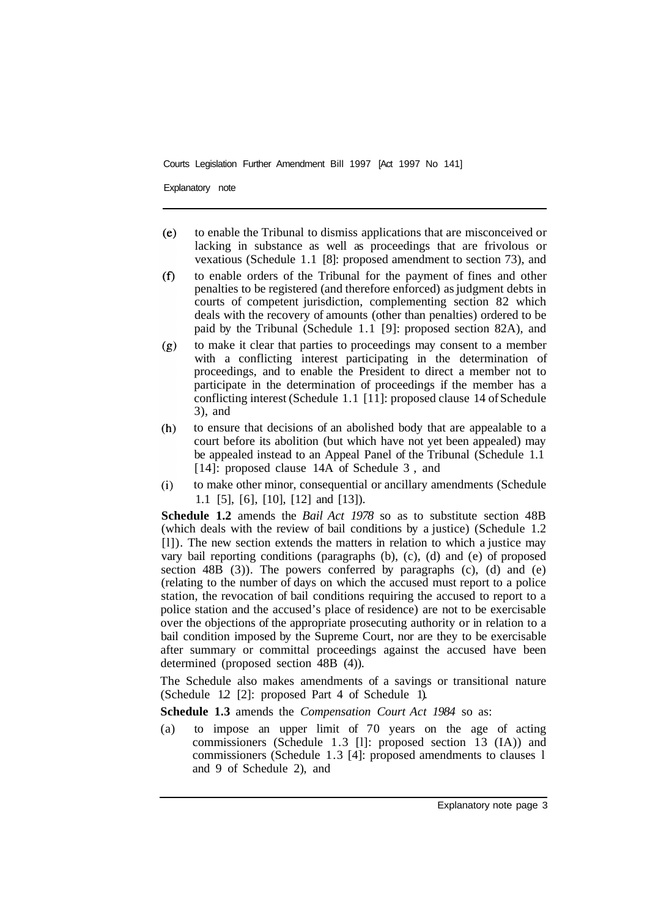(e) to enable the Tribunal to dismiss applications that are misconceived or lacking in substance as well as proceedings that are frivolous or vexatious (Schedule 1.1 [8]: proposed amendment to section 73), and

(f) to enable orders of the Tribunal for the payment of fines and other penalties to be registered (and therefore enforced) as judgment debts in courts of competent jurisdiction, complementing section 82 which deals with the recovery of amounts (other than penalties) ordered to be paid by the Tribunal (Schedule 1.1 [9]: proposed section 82A), and

(g) to make it clear that parties to proceedings may consent to a member with a conflicting interest participating in the determination of proceedings, and to enable the President to direct a member not to participate in the determination of proceedings if the member has a conflicting interest (Schedule 1.1 [11]: proposed clause 14 of Schedule 3), and

(h) to ensure that decisions of an abolished body that are appealable to a court before its abolition (but which have not yet been appealed) may be appealed instead to an Appeal Panel of the Tribunal (Schedule 1.1 [14]: proposed clause 14A of Schedule 3 , and

(i) to make other minor, consequential or ancillary amendments (Schedule 1.1 [5], [6], [10], [12] and [13]).

**Schedule 1.2** amends the *Bail Act 1978* so as to substitute section 48B (which deals with the review of bail conditions by a justice) (Schedule 1.2 [1]). The new section extends the matters in relation to which a justice may vary bail reporting conditions (paragraphs (b), (c), (d) and (e) of proposed section 48B (3)). The powers conferred by paragraphs (c), (d) and (e) (relating to the number of days on which the accused must report to a police station, the revocation of bail conditions requiring the accused to report to a police station and the accused's place of residence) are not to be exercisable over the objections of the appropriate prosecuting authority or in relation to a bail condition imposed by the Supreme Court, nor are they to be exercisable after summary or committal proceedings against the accused have been determined (proposed section 48B (4)).

The Schedule also makes amendments of a savings or transitional nature (Schedule 1.2 [2]: proposed Part 4 of Schedule 1).

**Schedule 1.3** amends the *Compensation Court Act 1984* so as:

(a) to impose an upper limit of 70 years on the age of acting commissioners (Schedule 1.3 [1]: proposed section 13 (1A)) and commissioners (Schedule 1.3 [4]: proposed amendments to clauses 1 and 9 of Schedule 2), and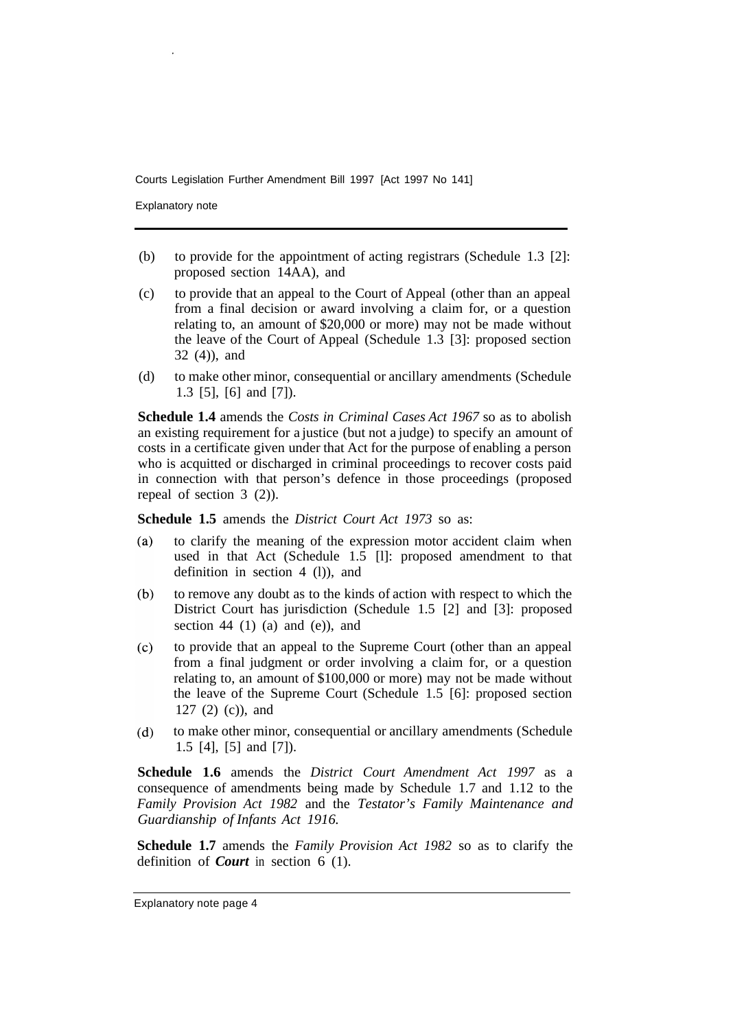(b) to provide for the appointment of acting registrars (Schedule 1.3 [2]: proposed section 14AA), and

(c) to provide that an appeal to the Court of Appeal (other than an appeal from a final decision or award involving a claim for, or a question relating to, an amount of $20,000 or more) may not be made without the leave of the Court of Appeal (Schedule 1.3 [3]: proposed section 32 (4)), and

(d) to make other minor, consequential or ancillary amendments (Schedule 1.3 [5], [6] and [7]).

**Schedule 1.4** amends the *Costs in Criminal Cases Act 1967* so as to abolish an existing requirement for a justice (but not a judge) to specify an amount of costs in a certificate given under that Act for the purpose of enabling a person who is acquitted or discharged in criminal proceedings to recover costs paid in connection with that person's defence in those proceedings (proposed repeal of section 3 (2)).

**Schedule 1.5** amends the *District Court Act 1973* so as:

(a) to clarify the meaning of the expression motor accident claim when used in that Act (Schedule 1.5 [l]: proposed amendment to that definition in section 4 (l)), and

(b) to remove any doubt as to the kinds of action with respect to which the District Court has jurisdiction (Schedule 1.5 [2] and [3]: proposed section 44 (1) (a) and (e)), and

(c) to provide that an appeal to the Supreme Court (other than an appeal from a final judgment or order involving a claim for, or a question relating to, an amount of $100,000 or more) may not be made without the leave of the Supreme Court (Schedule 1.5 [6]: proposed section 127 (2) (c)), and

(d) to make other minor, consequential or ancillary amendments (Schedule 1.5 [4], [5] and [7]).

**Schedule 1.6** amends the *District Court Amendment Act 1997* as a consequence of amendments being made by Schedule 1.7 and 1.12 to the *Family Provision Act 1982* and the *Testator's Family Maintenance and Guardianship of Infants Act 1916.*

**Schedule 1.7** amends the *Family Provision Act 1982* so as to clarify the definition of ***Court*** in section 6 (1).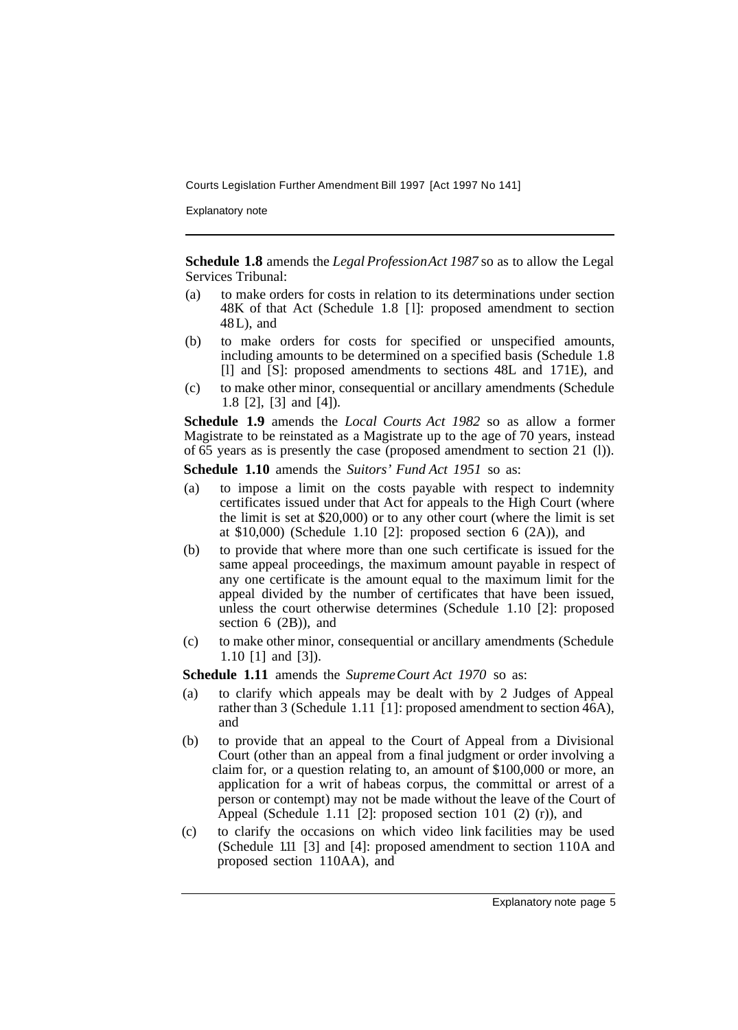**Schedule 1.8** amends the *Legal Profession Act 1987* so as to allow the Legal Services Tribunal:

(a) to make orders for costs in relation to its determinations under section 48K of that Act (Schedule 1.8 [1]: proposed amendment to section 48L), and

(b) to make orders for costs for specified or unspecified amounts, including amounts to be determined on a specified basis (Schedule 1.8 [l] and [S]: proposed amendments to sections 48L and 171E), and

(c) to make other minor, consequential or ancillary amendments (Schedule 1.8 [2], [3] and [4]).

**Schedule 1.9** amends the *Local Courts Act 1982* so as allow a former Magistrate to be reinstated as a Magistrate up to the age of 70 years, instead of 65 years as is presently the case (proposed amendment to section 21 (l)).

**Schedule 1.10** amends the *Suitors' Fund Act 1951* so as:

(a) to impose a limit on the costs payable with respect to indemnity certificates issued under that Act for appeals to the High Court (where the limit is set at $20,000) or to any other court (where the limit is set at $10,000) (Schedule 1.10 [2]: proposed section 6 (2A)), and

(b) to provide that where more than one such certificate is issued for the same appeal proceedings, the maximum amount payable in respect of any one certificate is the amount equal to the maximum limit for the appeal divided by the number of certificates that have been issued, unless the court otherwise determines (Schedule 1.10 [2]: proposed section 6 (2B)), and

(c) to make other minor, consequential or ancillary amendments (Schedule 1.10 [1] and [3]).

**Schedule 1.11** amends the *Supreme Court Act 1970* so as:

(a) to clarify which appeals may be dealt with by 2 Judges of Appeal rather than 3 (Schedule 1.11 [1]: proposed amendment to section 46A), and

(b) to provide that an appeal to the Court of Appeal from a Divisional Court (other than an appeal from a final judgment or order involving a claim for, or a question relating to, an amount of $100,000 or more, an application for a writ of habeas corpus, the committal or arrest of a person or contempt) may not be made without the leave of the Court of Appeal (Schedule 1.11 [2]: proposed section 101 (2) (r)), and

(c) to clarify the occasions on which video link facilities may be used (Schedule 1.11 [3] and [4]: proposed amendment to section 110A and proposed section 110AA), and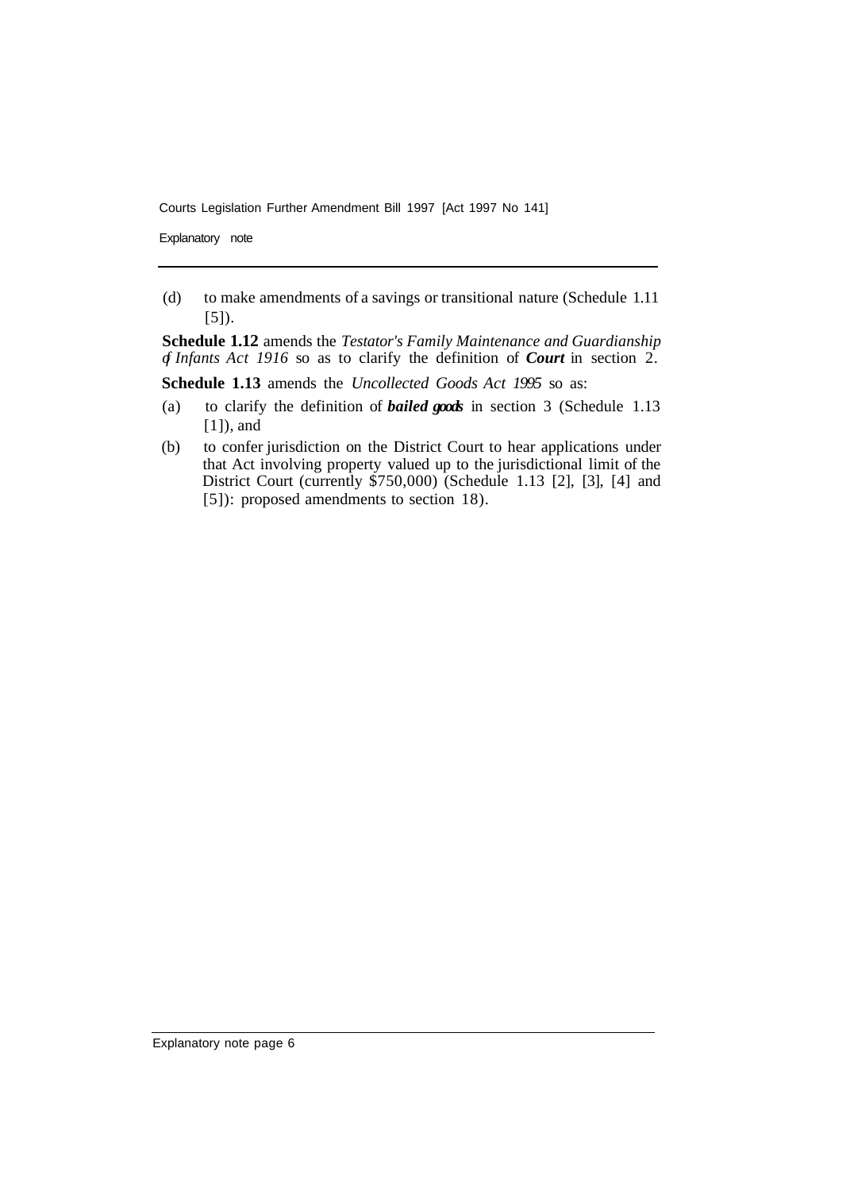(d) to make amendments of a savings or transitional nature (Schedule 1.11 [5]).

**Schedule 1.12** amends the *Testator's Family Maintenance and Guardianship of Infants Act 1916* so as to clarify the definition of ***Court*** in section 2.

**Schedule 1.13** amends the *Uncollected Goods Act 1995* so as:

(a) to clarify the definition of ***bailed goods*** in section 3 (Schedule 1.13 [1]), and

(b) to confer jurisdiction on the District Court to hear applications under that Act involving property valued up to the jurisdictional limit of the District Court (currently $750,000) (Schedule 1.13 [2], [3], [4] and [5]): proposed amendments to section 18).